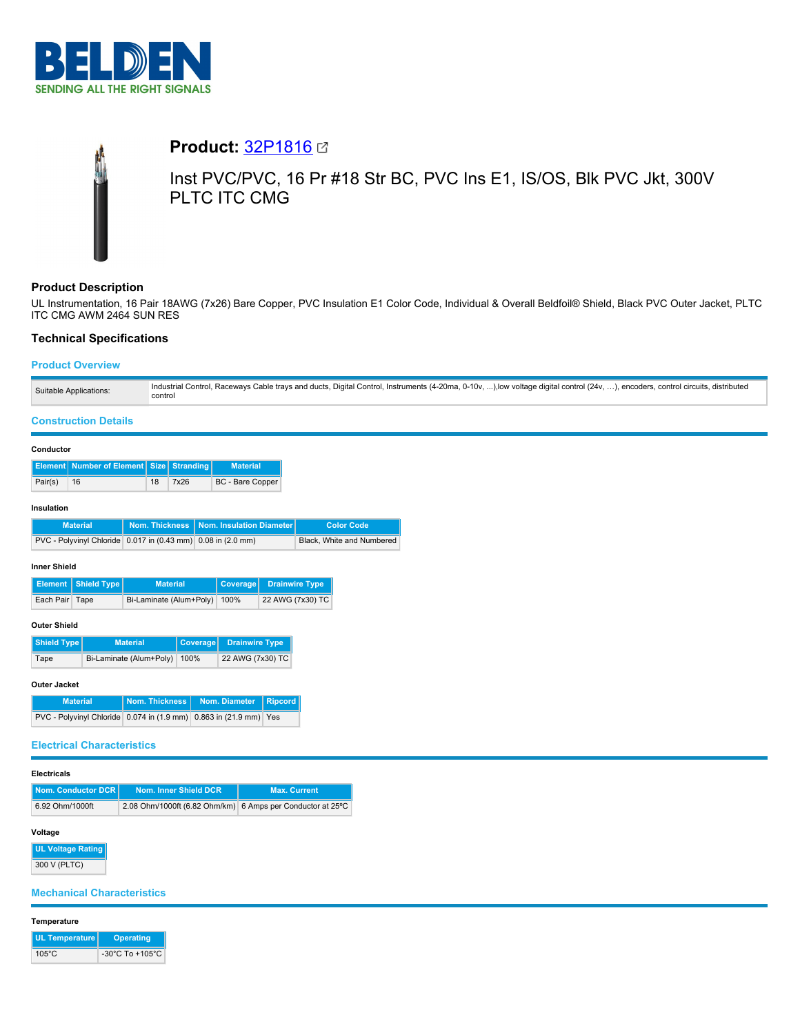# Product: 32P1816

Inst PVC/PVC, 16 Pr #18 Str BC, PVC Ins E1, IS/OS, Blk PVC Jkt, 300V PLTC ITC CMG

## Product Description

UL Instrumentation, 16 Pair 18AWG (7x26) Bare Copper, PVC Insulation E1 Color Code, Individual & Overall Beldfoil® Shield, Black PVC Outer Jacket, PLTC ITC CMG AWM 2464 SUN RES

## Technical Specifications

### Product Overview

| Suitable Applications: | Industrial Control, Raceways Cable trays and ducts, Digital Control, Instruments (4-20ma, 0-10v, ...),low voltage digital control (24v, ...), encoders, control circuits, distributed control |
|---|---|

### Construction Details

#### Conductor

| Element | Number of Element | Size | Stranding | Material |
|---|---|---|---|---|
| Pair(s) | 16 | 18 | 7x26 | BC - Bare Copper |

#### Insulation

| Material | Nom. Thickness | Nom. Insulation Diameter | Color Code |
|---|---|---|---|
| PVC - Polyvinyl Chloride | 0.017 in (0.43 mm) | 0.08 in (2.0 mm) | Black, White and Numbered |

#### Inner Shield

| Element | Shield Type | Material | Coverage | Drainwire Type |
|---|---|---|---|---|
| Each Pair | Tape | Bi-Laminate (Alum+Poly) | 100% | 22 AWG (7x30) TC |

#### Outer Shield

| Shield Type | Material | Coverage | Drainwire Type |
|---|---|---|---|
| Tape | Bi-Laminate (Alum+Poly) | 100% | 22 AWG (7x30) TC |

#### Outer Jacket

| Material | Nom. Thickness | Nom. Diameter | Ripcord |
|---|---|---|---|
| PVC - Polyvinyl Chloride | 0.074 in (1.9 mm) | 0.863 in (21.9 mm) | Yes |

### Electrical Characteristics

#### Electricals

| Nom. Conductor DCR | Nom. Inner Shield DCR | Max. Current |
|---|---|---|
| 6.92 Ohm/1000ft | 2.08 Ohm/1000ft (6.82 Ohm/km) | 6 Amps per Conductor at 25ºC |

#### Voltage

| UL Voltage Rating |
|---|
| 300 V (PLTC) |

### Mechanical Characteristics

#### Temperature

| UL Temperature | Operating |
|---|---|
| 105°C | -30°C To +105°C |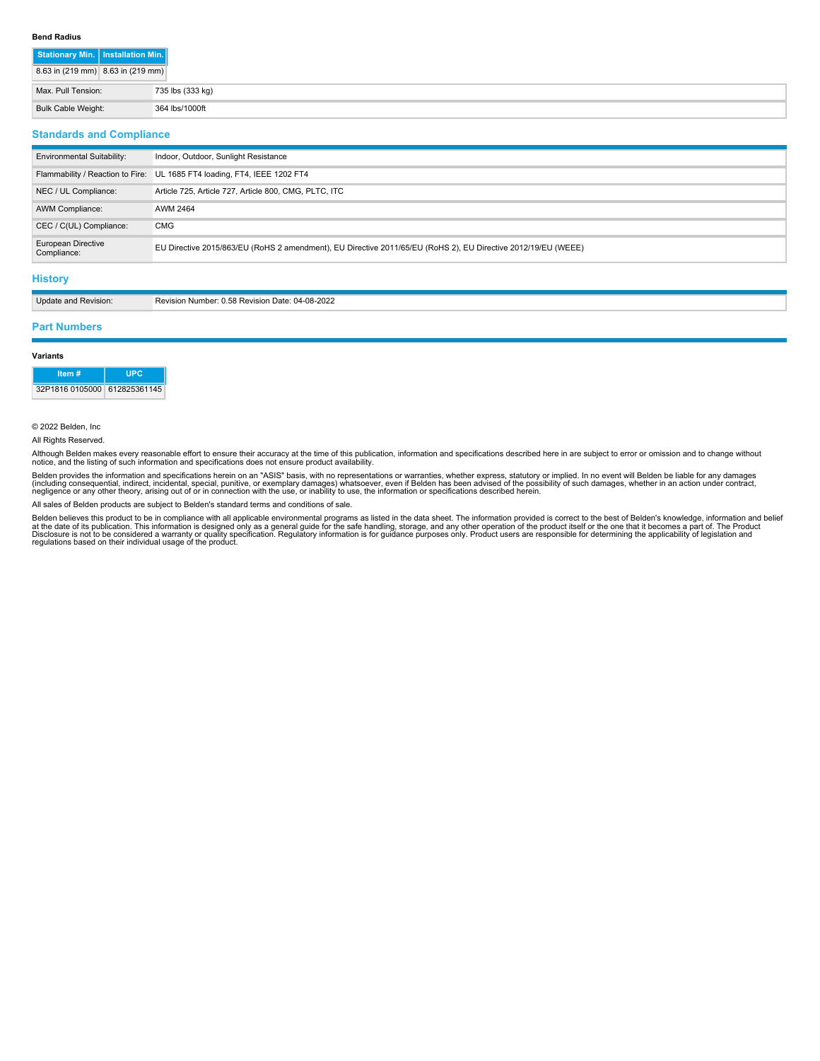**Bend Radius**

| Stationary Min. | Installation Min. |
| --- | --- |
| 8.63 in (219 mm) | 8.63 in (219 mm) |

| | |
| --- | --- |
| Max. Pull Tension: | 735 lbs (333 kg) |
| Bulk Cable Weight: | 364 lbs/1000ft |

## Standards and Compliance

| | |
| --- | --- |
| Environmental Suitability: | Indoor, Outdoor, Sunlight Resistance |
| Flammability / Reaction to Fire: | UL 1685 FT4 loading, FT4, IEEE 1202 FT4 |
| NEC / UL Compliance: | Article 725, Article 727, Article 800, CMG, PLTC, ITC |
| AWM Compliance: | AWM 2464 |
| CEC / C(UL) Compliance: | CMG |
| European Directive Compliance: | EU Directive 2015/863/EU (RoHS 2 amendment), EU Directive 2011/65/EU (RoHS 2), EU Directive 2012/19/EU (WEEE) |

## History

| | |
| --- | --- |
| Update and Revision: | Revision Number: 0.58 Revision Date: 04-08-2022 |

## Part Numbers

**Variants**

| Item # | UPC |
| --- | --- |
| 32P1816 0105000 | 612825361145 |

© 2022 Belden, Inc

All Rights Reserved.

Although Belden makes every reasonable effort to ensure their accuracy at the time of this publication, information and specifications described here in are subject to error or omission and to change without notice, and the listing of such information and specifications does not ensure product availability.

Belden provides the information and specifications herein on an "ASIS" basis, with no representations or warranties, whether express, statutory or implied. In no event will Belden be liable for any damages (including consequential, indirect, incidental, special, punitive, or exemplary damages) whatsoever, even if Belden has been advised of the possibility of such damages, whether in an action under contract, negligence or any other theory, arising out of or in connection with the use, or inability to use, the information or specifications described herein.

All sales of Belden products are subject to Belden's standard terms and conditions of sale.

Belden believes this product to be in compliance with all applicable environmental programs as listed in the data sheet. The information provided is correct to the best of Belden's knowledge, information and belief at the date of its publication. This information is designed only as a general guide for the safe handling, storage, and any other operation of the product itself or the one that it becomes a part of. The Product Disclosure is not to be considered a warranty or quality specification. Regulatory information is for guidance purposes only. Product users are responsible for determining the applicability of legislation and regulations based on their individual usage of the product.